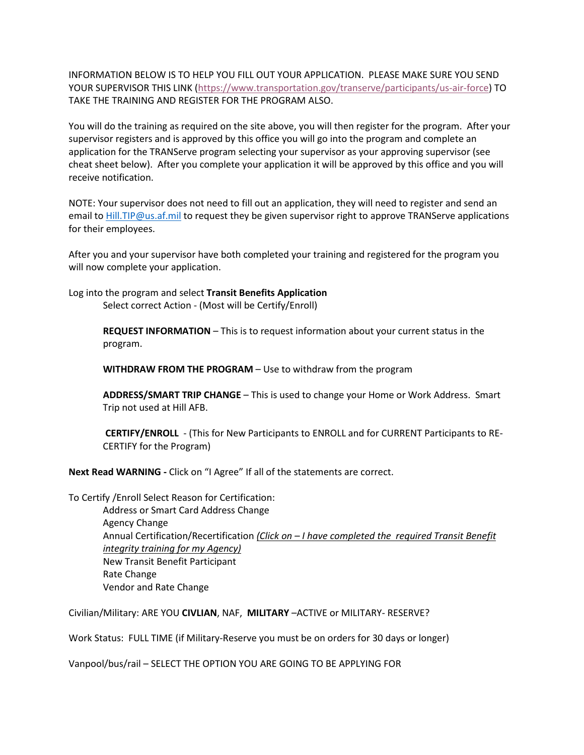INFORMATION BELOW IS TO HELP YOU FILL OUT YOUR APPLICATION. PLEASE MAKE SURE YOU SEND YOUR SUPERVISOR THIS LINK ([https://www.transportation.gov/transerve/participants/us-air-force](https://www.transportation.gov/transerve/participants/us-air-force)) TO TAKE THE TRAINING AND REGISTER FOR THE PROGRAM ALSO.

You will do the training as required on the site above, you will then register for the program. After your supervisor registers and is approved by this office you will go into the program and complete an application for the TRANServe program selecting your supervisor as your approving supervisor (see cheat sheet below). After you complete your application it will be approved by this office and you will receive notification.

NOTE: Your supervisor does not need to fill out an application, they will need to register and send an email to [Hill.TIP@us.af.mil](mailto:Hill.TIP@us.af.mil) to request they be given supervisor right to approve TRANServe applications for their employees.

After you and your supervisor have both completed your training and registered for the program you will now complete your application.

Log into the program and select **Transit Benefits Application**

Select correct Action - (Most will be Certify/Enroll)

**REQUEST INFORMATION** – This is to request information about your current status in the program.

**WITHDRAW FROM THE PROGRAM** – Use to withdraw from the program

**ADDRESS/SMART TRIP CHANGE** – This is used to change your Home or Work Address. Smart Trip not used at Hill AFB.

**CERTIFY/ENROLL** - (This for New Participants to ENROLL and for CURRENT Participants to RE-CERTIFY for the Program)

**Next Read WARNING -** Click on "I Agree" If all of the statements are correct.

To Certify /Enroll Select Reason for Certification:

Address or Smart Card Address Change
Agency Change
Annual Certification/Recertification *(Click on – I have completed the required Transit Benefit integrity training for my Agency)*
New Transit Benefit Participant
Rate Change
Vendor and Rate Change

Civilian/Military: ARE YOU **CIVLIAN**, NAF, **MILITARY** –ACTIVE or MILITARY- RESERVE?

Work Status: FULL TIME (if Military-Reserve you must be on orders for 30 days or longer)

Vanpool/bus/rail – SELECT THE OPTION YOU ARE GOING TO BE APPLYING FOR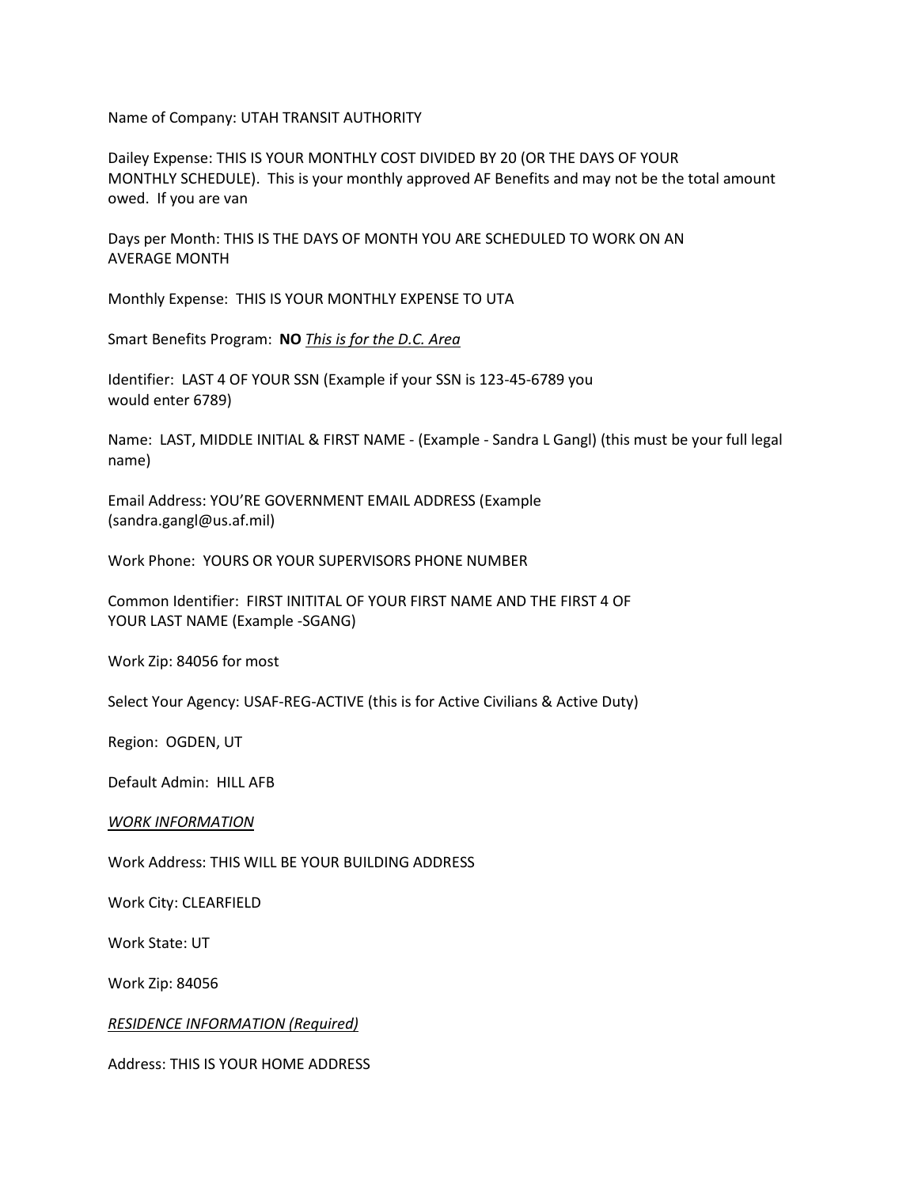Name of Company: UTAH TRANSIT AUTHORITY

Dailey Expense: THIS IS YOUR MONTHLY COST DIVIDED BY 20 (OR THE DAYS OF YOUR MONTHLY SCHEDULE). This is your monthly approved AF Benefits and may not be the total amount owed. If you are van

Days per Month: THIS IS THE DAYS OF MONTH YOU ARE SCHEDULED TO WORK ON AN AVERAGE MONTH

Monthly Expense: THIS IS YOUR MONTHLY EXPENSE TO UTA

Smart Benefits Program: **NO** *This is for the D.C. Area*

Identifier: LAST 4 OF YOUR SSN (Example if your SSN is 123-45-6789 you would enter 6789)

Name: LAST, MIDDLE INITIAL & FIRST NAME - (Example - Sandra L Gangl) (this must be your full legal name)

Email Address: YOU'RE GOVERNMENT EMAIL ADDRESS (Example (sandra.gangl@us.af.mil)

Work Phone: YOURS OR YOUR SUPERVISORS PHONE NUMBER

Common Identifier: FIRST INITITAL OF YOUR FIRST NAME AND THE FIRST 4 OF YOUR LAST NAME (Example -SGANG)

Work Zip: 84056 for most

Select Your Agency: USAF-REG-ACTIVE (this is for Active Civilians & Active Duty)

Region: OGDEN, UT

Default Admin: HILL AFB

*WORK INFORMATION*

Work Address: THIS WILL BE YOUR BUILDING ADDRESS

Work City: CLEARFIELD

Work State: UT

Work Zip: 84056

*RESIDENCE INFORMATION (Required)*

Address: THIS IS YOUR HOME ADDRESS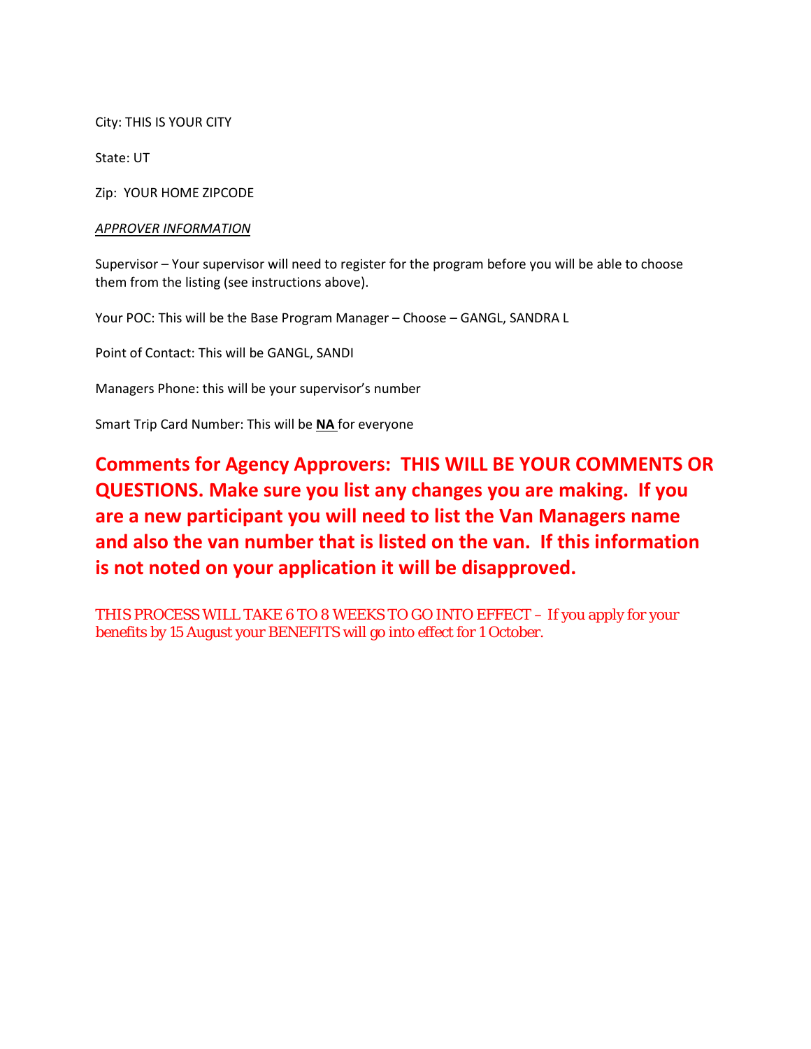City: THIS IS YOUR CITY

State: UT

Zip: YOUR HOME ZIPCODE

*APPROVER INFORMATION*

Supervisor – Your supervisor will need to register for the program before you will be able to choose them from the listing (see instructions above).

Your POC: This will be the Base Program Manager – Choose – GANGL, SANDRA L

Point of Contact: This will be GANGL, SANDI

Managers Phone: this will be your supervisor's number

Smart Trip Card Number: This will be **NA** for everyone

**Comments for Agency Approvers: THIS WILL BE YOUR COMMENTS OR QUESTIONS. Make sure you list any changes you are making. If you are a new participant you will need to list the Van Managers name and also the van number that is listed on the van. If this information is not noted on your application it will be disapproved.**

THIS PROCESS WILL TAKE 6 TO 8 WEEKS TO GO INTO EFFECT – If you apply for your benefits by 15 August your BENEFITS will go into effect for 1 October.